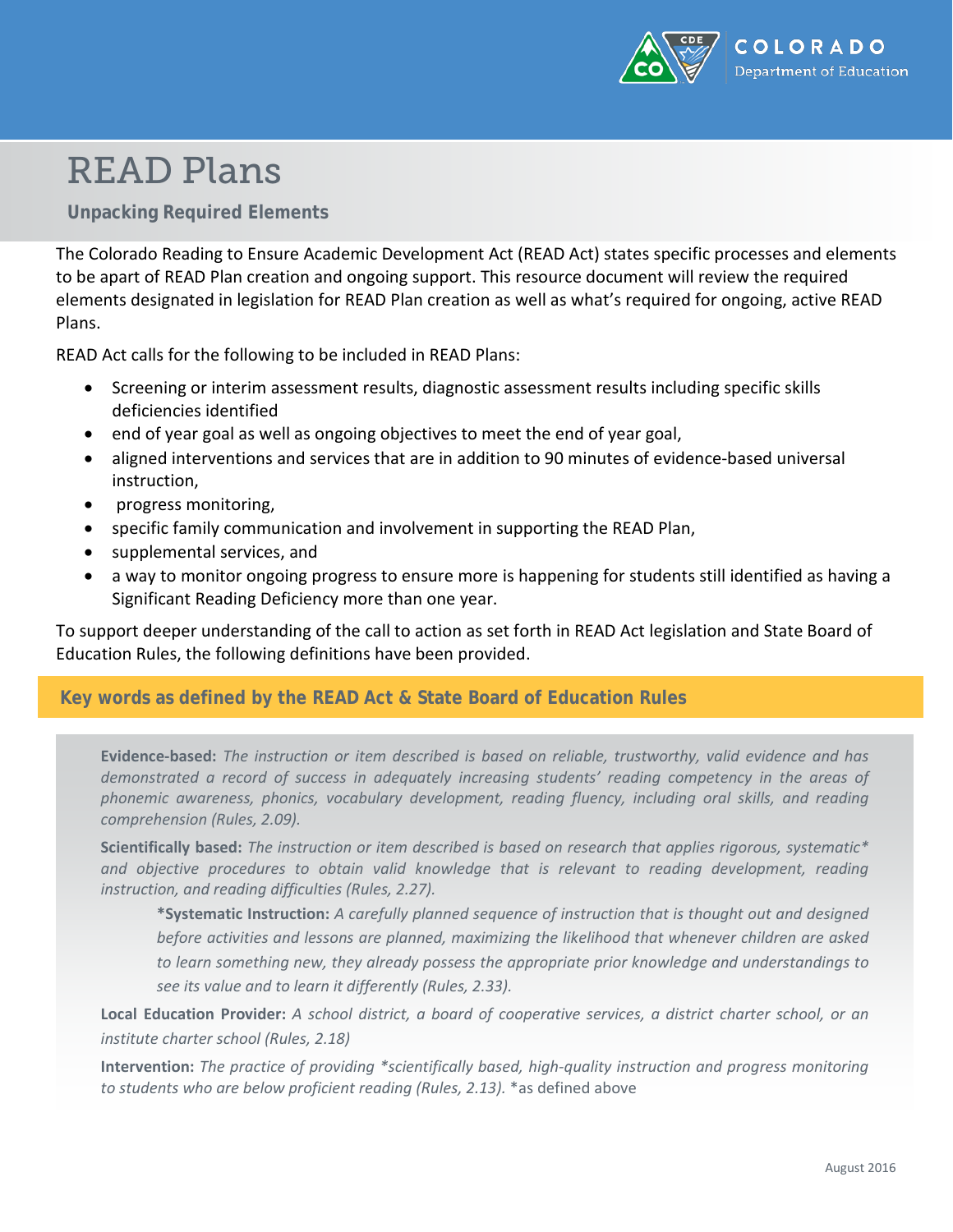# READ Plans

## Unpacking Required Elements

The Colorado Reading to Ensure Academic Development Act (READ Act) states specific processes and elements to be apart of READ Plan creation and ongoing support. This resource document will review the required elements designated in legislation for READ Plan creation as well as what's required for ongoing, active READ Plans.

READ Act calls for the following to be included in READ Plans:

- Screening or interim assessment results, diagnostic assessment results including specific skills deficiencies identified
- end of year goal as well as ongoing objectives to meet the end of year goal,
- aligned interventions and services that are in addition to 90 minutes of evidence-based universal instruction,
- progress monitoring,
- specific family communication and involvement in supporting the READ Plan,
- supplemental services, and
- a way to monitor ongoing progress to ensure more is happening for students still identified as having a Significant Reading Deficiency more than one year.

To support deeper understanding of the call to action as set forth in READ Act legislation and State Board of Education Rules, the following definitions have been provided.

## Key words as defined by the READ Act & State Board of Education Rules

**Evidence-based:** *The instruction or item described is based on reliable, trustworthy, valid evidence and has demonstrated a record of success in adequately increasing students' reading competency in the areas of phonemic awareness, phonics, vocabulary development, reading fluency, including oral skills, and reading comprehension (Rules, 2.09).*

**Scientifically based:** *The instruction or item described is based on research that applies rigorous, systematic* and objective procedures to obtain valid knowledge that is relevant to reading development, reading instruction, and reading difficulties (Rules, 2.27).*

> ***Systematic Instruction:** *A carefully planned sequence of instruction that is thought out and designed before activities and lessons are planned, maximizing the likelihood that whenever children are asked to learn something new, they already possess the appropriate prior knowledge and understandings to see its value and to learn it differently (Rules, 2.33).*

**Local Education Provider:** *A school district, a board of cooperative services, a district charter school, or an institute charter school (Rules, 2.18)*

**Intervention:** *The practice of providing *scientifically based, high-quality instruction and progress monitoring to students who are below proficient reading (Rules, 2.13).* *as defined above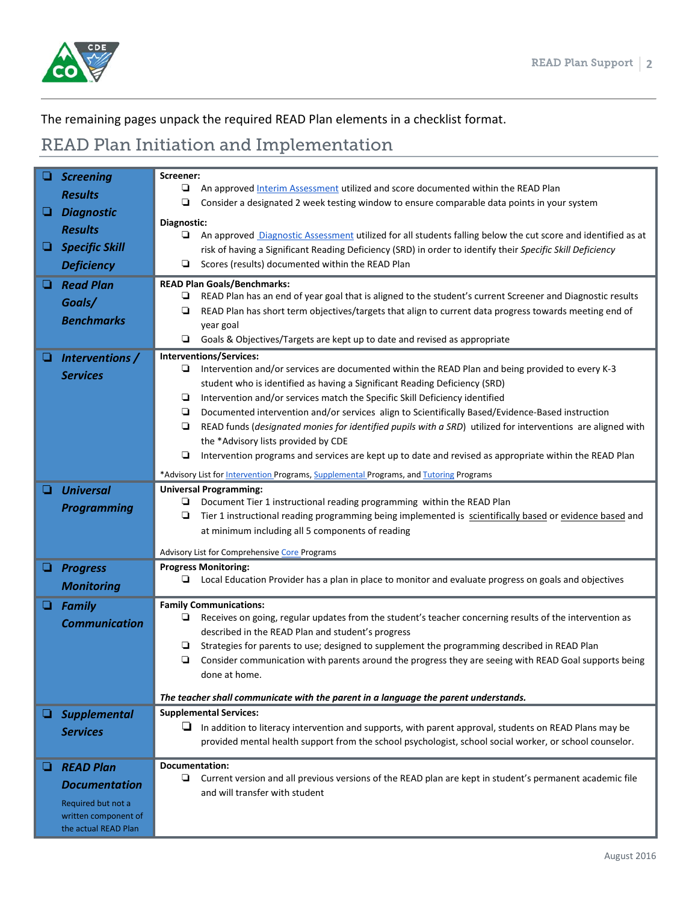The remaining pages unpack the required READ Plan elements in a checklist format.

## READ Plan Initiation and Implementation

| | |
|---|---|
| ❑ ***Screening Results***<br>❑ ***Diagnostic Results***<br>❑ ***Specific Skill Deficiency*** | **Screener:**<br>❑ An approved Interim Assessment utilized and score documented within the READ Plan<br>❑ Consider a designated 2 week testing window to ensure comparable data points in your system<br><br>**Diagnostic:**<br>❑ An approved Diagnostic Assessment utilized for all students falling below the cut score and identified as at risk of having a Significant Reading Deficiency (SRD) in order to identify their *Specific Skill Deficiency*<br>❑ Scores (results) documented within the READ Plan |
| ❑ ***Read Plan Goals/ Benchmarks*** | **READ Plan Goals/Benchmarks:**<br>❑ READ Plan has an end of year goal that is aligned to the student's current Screener and Diagnostic results<br>❑ READ Plan has short term objectives/targets that align to current data progress towards meeting end of year goal<br>❑ Goals & Objectives/Targets are kept up to date and revised as appropriate |
| ❑ ***Interventions / Services*** | **Interventions/Services:**<br>❑ Intervention and/or services are documented within the READ Plan and being provided to every K-3 student who is identified as having a Significant Reading Deficiency (SRD)<br>❑ Intervention and/or services match the Specific Skill Deficiency identified<br>❑ Documented intervention and/or services align to Scientifically Based/Evidence-Based instruction<br>❑ READ funds (*designated monies for identified pupils with a SRD*) utilized for interventions are aligned with the *Advisory lists provided by CDE<br>❑ Intervention programs and services are kept up to date and revised as appropriate within the READ Plan<br><br>*Advisory List for Intervention Programs, Supplemental Programs, and Tutoring Programs |
| ❑ ***Universal Programming*** | **Universal Programming:**<br>❑ Document Tier 1 instructional reading programming within the READ Plan<br>❑ Tier 1 instructional reading programming being implemented is scientifically based or evidence based and at minimum including all 5 components of reading<br><br>Advisory List for Comprehensive Core Programs |
| ❑ ***Progress Monitoring*** | **Progress Monitoring:**<br>❑ Local Education Provider has a plan in place to monitor and evaluate progress on goals and objectives |
| ❑ ***Family Communication*** | **Family Communications:**<br>❑ Receives on going, regular updates from the student's teacher concerning results of the intervention as described in the READ Plan and student's progress<br>❑ Strategies for parents to use; designed to supplement the programming described in READ Plan<br>❑ Consider communication with parents around the progress they are seeing with READ Goal supports being done at home.<br><br>***The teacher shall communicate with the parent in a language the parent understands.*** |
| ❑ ***Supplemental Services*** | **Supplemental Services:**<br>❑ In addition to literacy intervention and supports, with parent approval, students on READ Plans may be provided mental health support from the school psychologist, school social worker, or school counselor. |
| ❑ ***READ Plan Documentation***<br>Required but not a written component of the actual READ Plan | **Documentation:**<br>❑ Current version and all previous versions of the READ plan are kept in student's permanent academic file and will transfer with student |

August 2016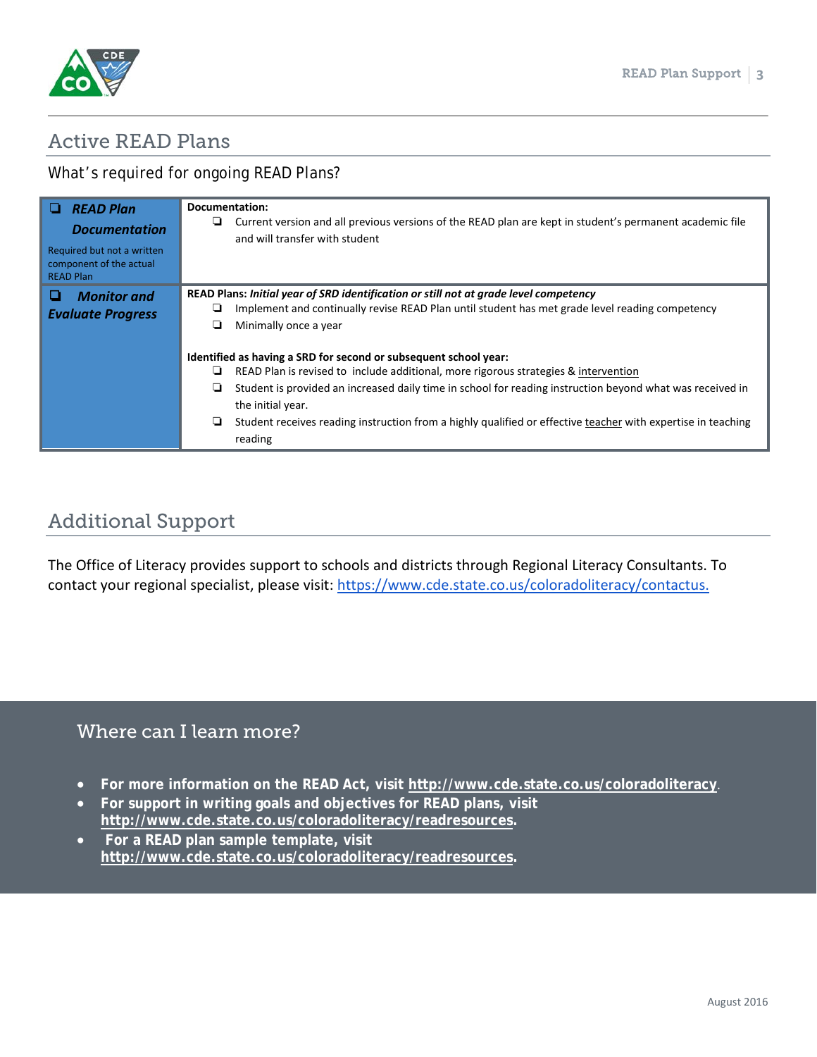## Active READ Plans

What's required for ongoing READ Plans?

| | |
|---|---|
| ❏ ***READ Plan Documentation*** Required but not a written component of the actual READ Plan | **Documentation:** ❏ Current version and all previous versions of the READ plan are kept in student's permanent academic file and will transfer with student |
| ❏ ***Monitor and Evaluate Progress*** | **READ Plans: *Initial year of SRD identification or still not at grade level competency*** ❏ Implement and continually revise READ Plan until student has met grade level reading competency ❏ Minimally once a year **Identified as having a SRD for second or subsequent school year:** ❏ READ Plan is revised to include additional, more rigorous strategies & intervention ❏ Student is provided an increased daily time in school for reading instruction beyond what was received in the initial year. ❏ Student receives reading instruction from a highly qualified or effective teacher with expertise in teaching reading |

## Additional Support

The Office of Literacy provides support to schools and districts through Regional Literacy Consultants. To contact your regional specialist, please visit: https://www.cde.state.co.us/coloradoliteracy/contactus.

### Where can I learn more?

- **For more information on the READ Act, visit http://www.cde.state.co.us/coloradoliteracy.**
- **For support in writing goals and objectives for READ plans, visit http://www.cde.state.co.us/coloradoliteracy/readresources.**
- **For a READ plan sample template, visit http://www.cde.state.co.us/coloradoliteracy/readresources.**

August 2016